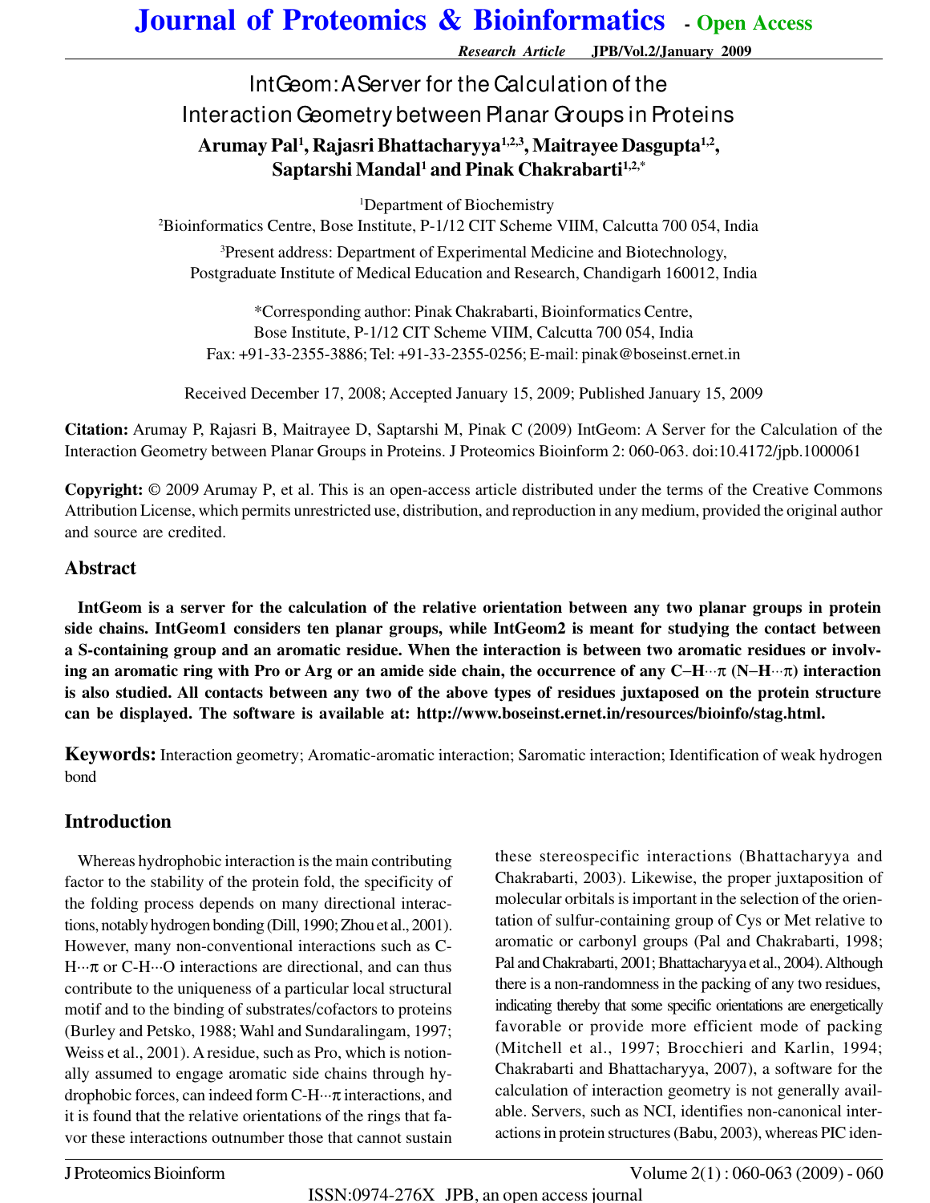Research Article

# IntGeom: A Server for the Calculation of the Interaction Geometry between Planar Groups in Proteins

**Arumay Pal[1], Rajasri Bhattacharyya[1,2,3], Maitrayee Dasgupta[1,2], Saptarshi Mandal[1] and Pinak Chakrabarti[1,2,*]**

[1]Department of Biochemistry

[2]Bioinformatics Centre, Bose Institute, P-1/12 CIT Scheme VIIM, Calcutta 700 054, India

[3]Present address: Department of Experimental Medicine and Biotechnology, Postgraduate Institute of Medical Education and Research, Chandigarh 160012, India

*Corresponding author: Pinak Chakrabarti, Bioinformatics Centre, Bose Institute, P-1/12 CIT Scheme VIIM, Calcutta 700 054, India
Fax: +91-33-2355-3886; Tel: +91-33-2355-0256; E-mail: pinak@boseinst.ernet.in

Received December 17, 2008; Accepted January 15, 2009; Published January 15, 2009

**Citation:** Arumay P, Rajasri B, Maitrayee D, Saptarshi M, Pinak C (2009) IntGeom: A Server for the Calculation of the Interaction Geometry between Planar Groups in Proteins. J Proteomics Bioinform 2: 060-063. doi:10.4172/jpb.1000061

**Copyright:** © 2009 Arumay P, et al. This is an open-access article distributed under the terms of the Creative Commons Attribution License, which permits unrestricted use, distribution, and reproduction in any medium, provided the original author and source are credited.

## Abstract

**IntGeom is a server for the calculation of the relative orientation between any two planar groups in protein side chains. IntGeom1 considers ten planar groups, while IntGeom2 is meant for studying the contact between a S-containing group and an aromatic residue. When the interaction is between two aromatic residues or involving an aromatic ring with Pro or Arg or an amide side chain, the occurrence of any C–H···π (N–H···π) interaction is also studied. All contacts between any two of the above types of residues juxtaposed on the protein structure can be displayed. The software is available at: http://www.boseinst.ernet.in/resources/bioinfo/stag.html.**

**Keywords:** Interaction geometry; Aromatic-aromatic interaction; Saromatic interaction; Identification of weak hydrogen bond

## Introduction

Whereas hydrophobic interaction is the main contributing factor to the stability of the protein fold, the specificity of the folding process depends on many directional interactions, notably hydrogen bonding (Dill, 1990; Zhou et al., 2001). However, many non-conventional interactions such as C-H···π or C-H···O interactions are directional, and can thus contribute to the uniqueness of a particular local structural motif and to the binding of substrates/cofactors to proteins (Burley and Petsko, 1988; Wahl and Sundaralingam, 1997; Weiss et al., 2001). A residue, such as Pro, which is notionally assumed to engage aromatic side chains through hydrophobic forces, can indeed form C-H···π interactions, and it is found that the relative orientations of the rings that favor these interactions outnumber those that cannot sustain these stereospecific interactions (Bhattacharyya and Chakrabarti, 2003). Likewise, the proper juxtaposition of molecular orbitals is important in the selection of the orientation of sulfur-containing group of Cys or Met relative to aromatic or carbonyl groups (Pal and Chakrabarti, 1998; Pal and Chakrabarti, 2001; Bhattacharyya et al., 2004). Although there is a non-randomness in the packing of any two residues, indicating thereby that some specific orientations are energetically favorable or provide more efficient mode of packing (Mitchell et al., 1997; Brocchieri and Karlin, 1994; Chakrabarti and Bhattacharyya, 2007), a software for the calculation of interaction geometry is not generally available. Servers, such as NCI, identifies non-canonical interactions in protein structures (Babu, 2003), whereas PIC iden-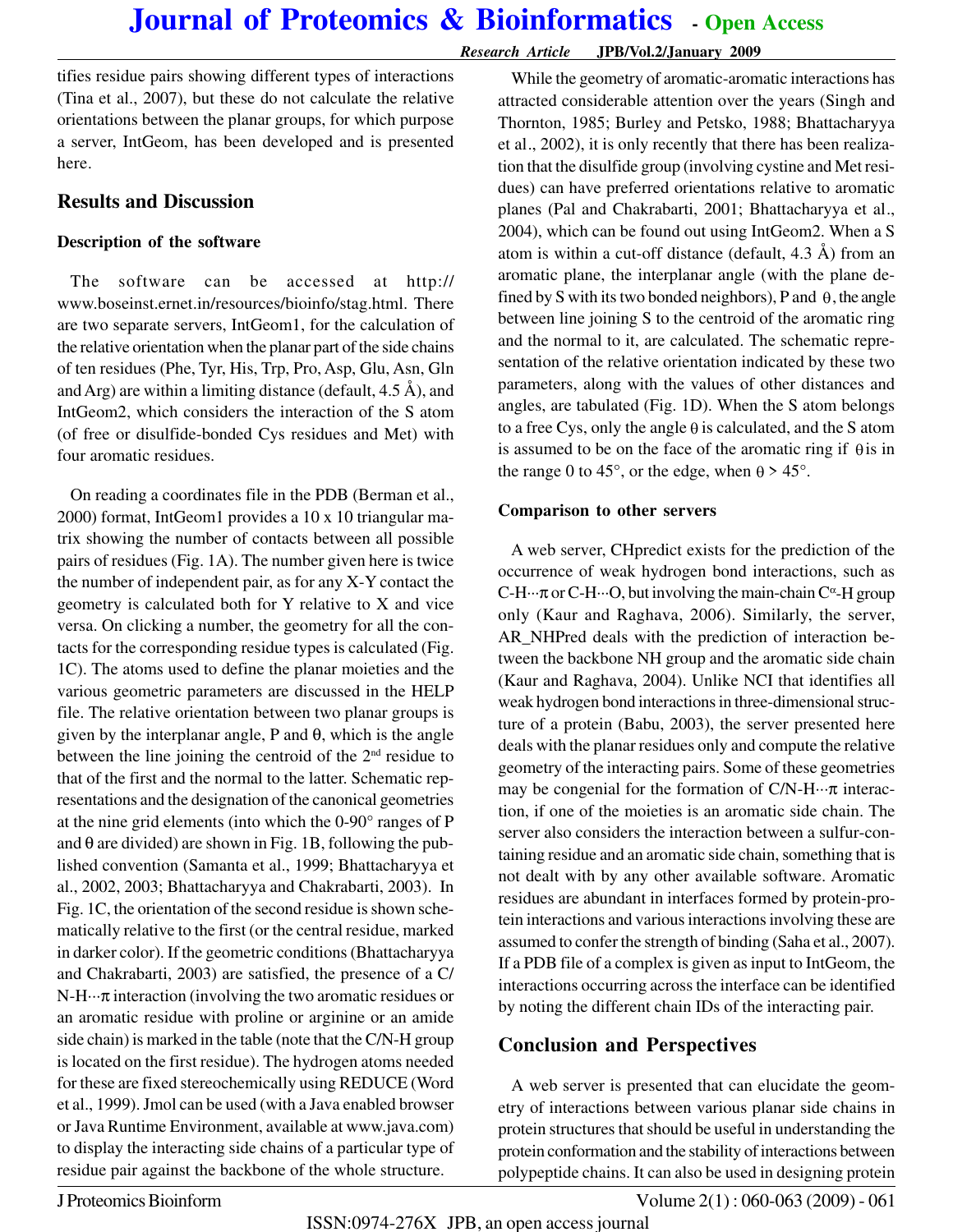tifies residue pairs showing different types of interactions (Tina et al., 2007), but these do not calculate the relative orientations between the planar groups, for which purpose a server, IntGeom, has been developed and is presented here.

## Results and Discussion

### Description of the software

The software can be accessed at http://www.boseinst.ernet.in/resources/bioinfo/stag.html. There are two separate servers, IntGeom1, for the calculation of the relative orientation when the planar part of the side chains of ten residues (Phe, Tyr, His, Trp, Pro, Asp, Glu, Asn, Gln and Arg) are within a limiting distance (default, 4.5 Å), and IntGeom2, which considers the interaction of the S atom (of free or disulfide-bonded Cys residues and Met) with four aromatic residues.

On reading a coordinates file in the PDB (Berman et al., 2000) format, IntGeom1 provides a 10 x 10 triangular matrix showing the number of contacts between all possible pairs of residues (Fig. 1A). The number given here is twice the number of independent pair, as for any X-Y contact the geometry is calculated both for Y relative to X and vice versa. On clicking a number, the geometry for all the contacts for the corresponding residue types is calculated (Fig. 1C). The atoms used to define the planar moieties and the various geometric parameters are discussed in the HELP file. The relative orientation between two planar groups is given by the interplanar angle, P and $\theta$, which is the angle between the line joining the centroid of the 2[nd] residue to that of the first and the normal to the latter. Schematic representations and the designation of the canonical geometries at the nine grid elements (into which the 0-90° ranges of P and $\theta$ are divided) are shown in Fig. 1B, following the published convention (Samanta et al., 1999; Bhattacharyya et al., 2002, 2003; Bhattacharyya and Chakrabarti, 2003). In Fig. 1C, the orientation of the second residue is shown schematically relative to the first (or the central residue, marked in darker color). If the geometric conditions (Bhattacharyya and Chakrabarti, 2003) are satisfied, the presence of a C/N-H···π interaction (involving the two aromatic residues or an aromatic residue with proline or arginine or an amide side chain) is marked in the table (note that the C/N-H group is located on the first residue). The hydrogen atoms needed for these are fixed stereochemically using REDUCE (Word et al., 1999). Jmol can be used (with a Java enabled browser or Java Runtime Environment, available at www.java.com) to display the interacting side chains of a particular type of residue pair against the backbone of the whole structure.

While the geometry of aromatic-aromatic interactions has attracted considerable attention over the years (Singh and Thornton, 1985; Burley and Petsko, 1988; Bhattacharyya et al., 2002), it is only recently that there has been realization that the disulfide group (involving cystine and Met residues) can have preferred orientations relative to aromatic planes (Pal and Chakrabarti, 2001; Bhattacharyya et al., 2004), which can be found out using IntGeom2. When a S atom is within a cut-off distance (default, 4.3 Å) from an aromatic plane, the interplanar angle (with the plane defined by S with its two bonded neighbors), P and $\theta$, the angle between line joining S to the centroid of the aromatic ring and the normal to it, are calculated. The schematic representation of the relative orientation indicated by these two parameters, along with the values of other distances and angles, are tabulated (Fig. 1D). When the S atom belongs to a free Cys, only the angle $\theta$ is calculated, and the S atom is assumed to be on the face of the aromatic ring if $\theta$ is in the range 0 to 45°, or the edge, when $\theta > 45°$.

### Comparison to other servers

A web server, CHpredict exists for the prediction of the occurrence of weak hydrogen bond interactions, such as C-H···π or C-H···O, but involving the main-chain $C^{\alpha}$-H group only (Kaur and Raghava, 2006). Similarly, the server, AR_NHPred deals with the prediction of interaction between the backbone NH group and the aromatic side chain (Kaur and Raghava, 2004). Unlike NCI that identifies all weak hydrogen bond interactions in three-dimensional structure of a protein (Babu, 2003), the server presented here deals with the planar residues only and compute the relative geometry of the interacting pairs. Some of these geometries may be congenial for the formation of C/N-H···π interaction, if one of the moieties is an aromatic side chain. The server also considers the interaction between a sulfur-containing residue and an aromatic side chain, something that is not dealt with by any other available software. Aromatic residues are abundant in interfaces formed by protein-protein interactions and various interactions involving these are assumed to confer the strength of binding (Saha et al., 2007). If a PDB file of a complex is given as input to IntGeom, the interactions occurring across the interface can be identified by noting the different chain IDs of the interacting pair.

## Conclusion and Perspectives

A web server is presented that can elucidate the geometry of interactions between various planar side chains in protein structures that should be useful in understanding the protein conformation and the stability of interactions between polypeptide chains. It can also be used in designing protein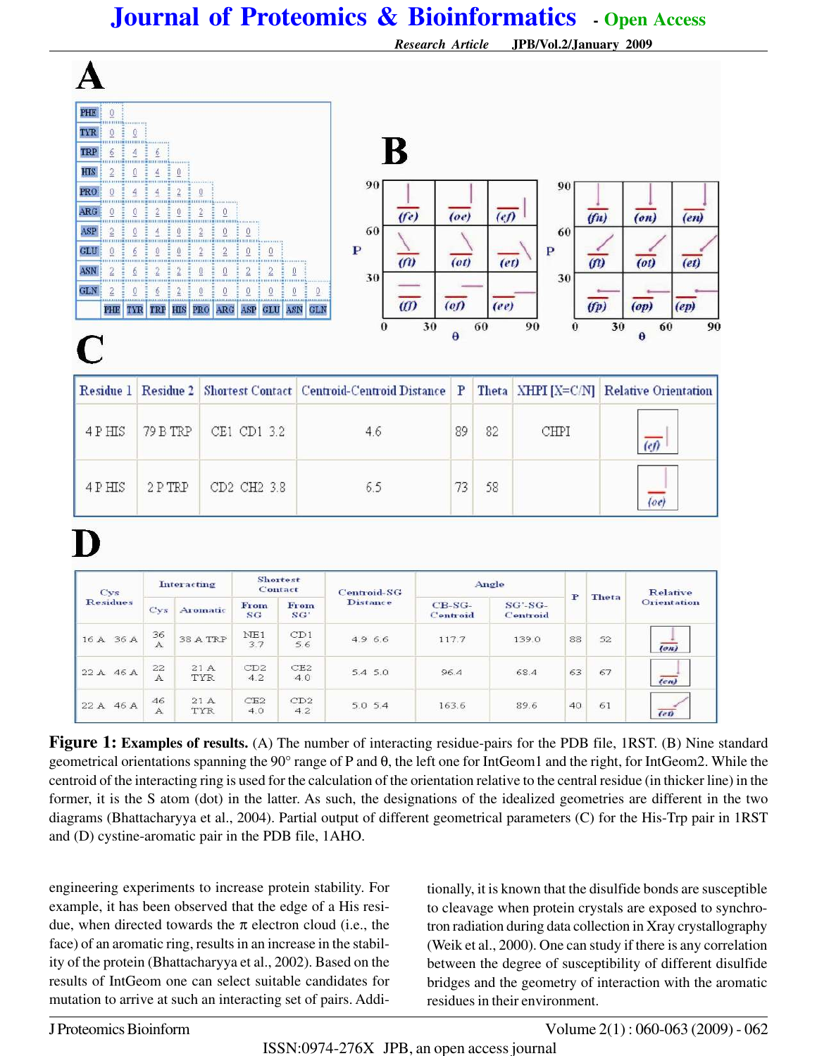**Figure 1: Examples of results.** (A) The number of interacting residue-pairs for the PDB file, 1RST. (B) Nine standard geometrical orientations spanning the 90° range of P and θ, the left one for IntGeom1 and the right, for IntGeom2. While the centroid of the interacting ring is used for the calculation of the orientation relative to the central residue (in thicker line) in the former, it is the S atom (dot) in the latter. As such, the designations of the idealized geometries are different in the two diagrams (Bhattacharyya et al., 2004). Partial output of different geometrical parameters (C) for the His-Trp pair in 1RST and (D) cystine-aromatic pair in the PDB file, 1AHO.

engineering experiments to increase protein stability. For example, it has been observed that the edge of a His residue, when directed towards the π electron cloud (i.e., the face) of an aromatic ring, results in an increase in the stability of the protein (Bhattacharyya et al., 2002). Based on the results of IntGeom one can select suitable candidates for mutation to arrive at such an interacting set of pairs. Additionally, it is known that the disulfide bonds are susceptible to cleavage when protein crystals are exposed to synchrotron radiation during data collection in Xray crystallography (Weik et al., 2000). One can study if there is any correlation between the degree of susceptibility of different disulfide bridges and the geometry of interaction with the aromatic residues in their environment.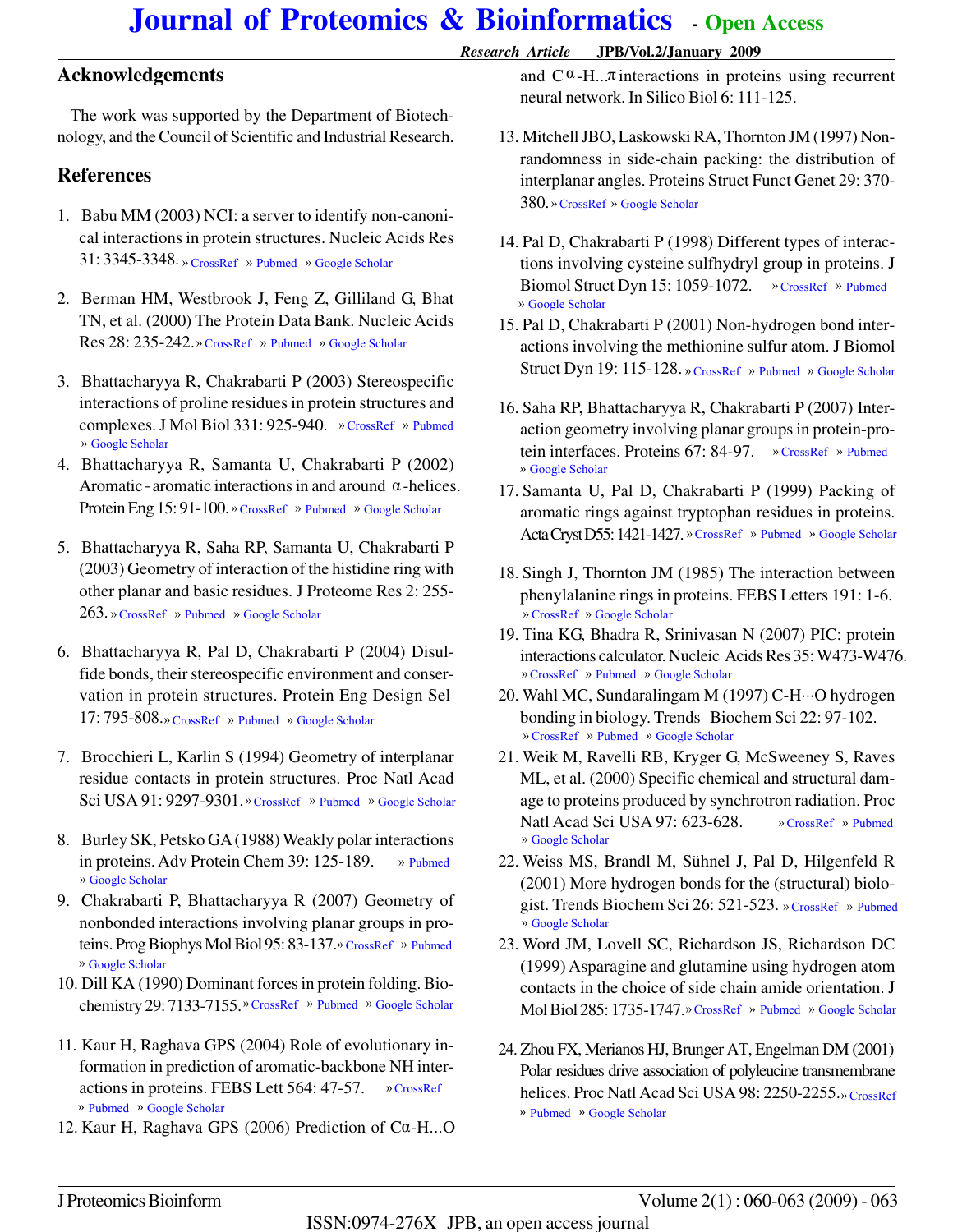## Acknowledgements

The work was supported by the Department of Biotechnology, and the Council of Scientific and Industrial Research.

## References

1. Babu MM (2003) NCI: a server to identify non-canonical interactions in protein structures. Nucleic Acids Res 31: 3345-3348. » CrossRef » Pubmed » Google Scholar

2. Berman HM, Westbrook J, Feng Z, Gilliland G, Bhat TN, et al. (2000) The Protein Data Bank. Nucleic Acids Res 28: 235-242. » CrossRef » Pubmed » Google Scholar

3. Bhattacharyya R, Chakrabarti P (2003) Stereospecific interactions of proline residues in protein structures and complexes. J Mol Biol 331: 925-940. » CrossRef » Pubmed » Google Scholar

4. Bhattacharyya R, Samanta U, Chakrabarti P (2002) Aromatic-aromatic interactions in and around α-helices. Protein Eng 15: 91-100. » CrossRef » Pubmed » Google Scholar

5. Bhattacharyya R, Saha RP, Samanta U, Chakrabarti P (2003) Geometry of interaction of the histidine ring with other planar and basic residues. J Proteome Res 2: 255-263. » CrossRef » Pubmed » Google Scholar

6. Bhattacharyya R, Pal D, Chakrabarti P (2004) Disulfide bonds, their stereospecific environment and conservation in protein structures. Protein Eng Design Sel 17: 795-808. » CrossRef » Pubmed » Google Scholar

7. Brocchieri L, Karlin S (1994) Geometry of interplanar residue contacts in protein structures. Proc Natl Acad Sci USA 91: 9297-9301. » CrossRef » Pubmed » Google Scholar

8. Burley SK, Petsko GA (1988) Weakly polar interactions in proteins. Adv Protein Chem 39: 125-189. » Pubmed » Google Scholar

9. Chakrabarti P, Bhattacharyya R (2007) Geometry of nonbonded interactions involving planar groups in proteins. Prog Biophys Mol Biol 95: 83-137. » CrossRef » Pubmed » Google Scholar

10. Dill KA (1990) Dominant forces in protein folding. Biochemistry 29: 7133-7155. » CrossRef » Pubmed » Google Scholar

11. Kaur H, Raghava GPS (2004) Role of evolutionary information in prediction of aromatic-backbone NH interactions in proteins. FEBS Lett 564: 47-57. » CrossRef » Pubmed » Google Scholar

12. Kaur H, Raghava GPS (2006) Prediction of Cα-H...O and Cα-H...π interactions in proteins using recurrent neural network. In Silico Biol 6: 111-125.

13. Mitchell JBO, Laskowski RA, Thornton JM (1997) Non-randomness in side-chain packing: the distribution of interplanar angles. Proteins Struct Funct Genet 29: 370-380. » CrossRef » Google Scholar

14. Pal D, Chakrabarti P (1998) Different types of interactions involving cysteine sulfhydryl group in proteins. J Biomol Struct Dyn 15: 1059-1072. » CrossRef » Pubmed » Google Scholar

15. Pal D, Chakrabarti P (2001) Non-hydrogen bond interactions involving the methionine sulfur atom. J Biomol Struct Dyn 19: 115-128. » CrossRef » Pubmed » Google Scholar

16. Saha RP, Bhattacharyya R, Chakrabarti P (2007) Interaction geometry involving planar groups in protein-protein interfaces. Proteins 67: 84-97. » CrossRef » Pubmed » Google Scholar

17. Samanta U, Pal D, Chakrabarti P (1999) Packing of aromatic rings against tryptophan residues in proteins. Acta Cryst D55: 1421-1427. » CrossRef » Pubmed » Google Scholar

18. Singh J, Thornton JM (1985) The interaction between phenylalanine rings in proteins. FEBS Letters 191: 1-6. » CrossRef » Google Scholar

19. Tina KG, Bhadra R, Srinivasan N (2007) PIC: protein interactions calculator. Nucleic Acids Res 35: W473-W476. » CrossRef » Pubmed » Google Scholar

20. Wahl MC, Sundaralingam M (1997) C-H···O hydrogen bonding in biology. Trends Biochem Sci 22: 97-102. » CrossRef » Pubmed » Google Scholar

21. Weik M, Ravelli RB, Kryger G, McSweeney S, Raves ML, et al. (2000) Specific chemical and structural damage to proteins produced by synchrotron radiation. Proc Natl Acad Sci USA 97: 623-628. » CrossRef » Pubmed » Google Scholar

22. Weiss MS, Brandl M, Sühnel J, Pal D, Hilgenfeld R (2001) More hydrogen bonds for the (structural) biologist. Trends Biochem Sci 26: 521-523. » CrossRef » Pubmed » Google Scholar

23. Word JM, Lovell SC, Richardson JS, Richardson DC (1999) Asparagine and glutamine using hydrogen atom contacts in the choice of side chain amide orientation. J Mol Biol 285: 1735-1747. » CrossRef » Pubmed » Google Scholar

24. Zhou FX, Merianos HJ, Brunger AT, Engelman DM (2001) Polar residues drive association of polyleucine transmembrane helices. Proc Natl Acad Sci USA 98: 2250-2255. » CrossRef » Pubmed » Google Scholar